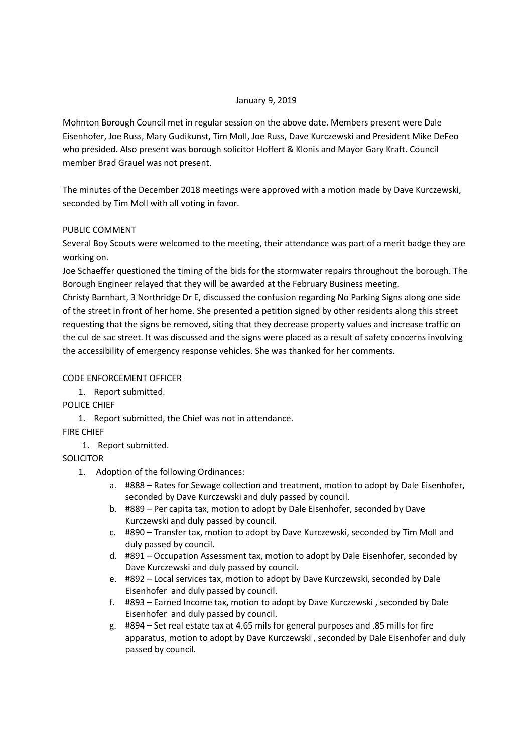January 9, 2019

Mohnton Borough Council met in regular session on the above date. Members present were Dale Eisenhofer, Joe Russ, Mary Gudikunst, Tim Moll, Joe Russ, Dave Kurczewski and President Mike DeFeo who presided. Also present was borough solicitor Hoffert & Klonis and Mayor Gary Kraft. Council member Brad Grauel was not present.

The minutes of the December 2018 meetings were approved with a motion made by Dave Kurczewski, seconded by Tim Moll with all voting in favor.

PUBLIC COMMENT

Several Boy Scouts were welcomed to the meeting, their attendance was part of a merit badge they are working on.

Joe Schaeffer questioned the timing of the bids for the stormwater repairs throughout the borough. The Borough Engineer relayed that they will be awarded at the February Business meeting.

Christy Barnhart, 3 Northridge Dr E, discussed the confusion regarding No Parking Signs along one side of the street in front of her home. She presented a petition signed by other residents along this street requesting that the signs be removed, siting that they decrease property values and increase traffic on the cul de sac street. It was discussed and the signs were placed as a result of safety concerns involving the accessibility of emergency response vehicles. She was thanked for her comments.

CODE ENFORCEMENT OFFICER

1. Report submitted.

POLICE CHIEF

1. Report submitted, the Chief was not in attendance.

FIRE CHIEF

1. Report submitted.

SOLICITOR

1. Adoption of the following Ordinances:
   a. #888 – Rates for Sewage collection and treatment, motion to adopt by Dale Eisenhofer, seconded by Dave Kurczewski and duly passed by council.
   b. #889 – Per capita tax, motion to adopt by Dale Eisenhofer, seconded by Dave Kurczewski and duly passed by council.
   c. #890 – Transfer tax, motion to adopt by Dave Kurczewski, seconded by Tim Moll and duly passed by council.
   d. #891 – Occupation Assessment tax, motion to adopt by Dale Eisenhofer, seconded by Dave Kurczewski and duly passed by council.
   e. #892 – Local services tax, motion to adopt by Dave Kurczewski, seconded by Dale Eisenhofer and duly passed by council.
   f. #893 – Earned Income tax, motion to adopt by Dave Kurczewski , seconded by Dale Eisenhofer and duly passed by council.
   g. #894 – Set real estate tax at 4.65 mils for general purposes and .85 mills for fire apparatus, motion to adopt by Dave Kurczewski , seconded by Dale Eisenhofer and duly passed by council.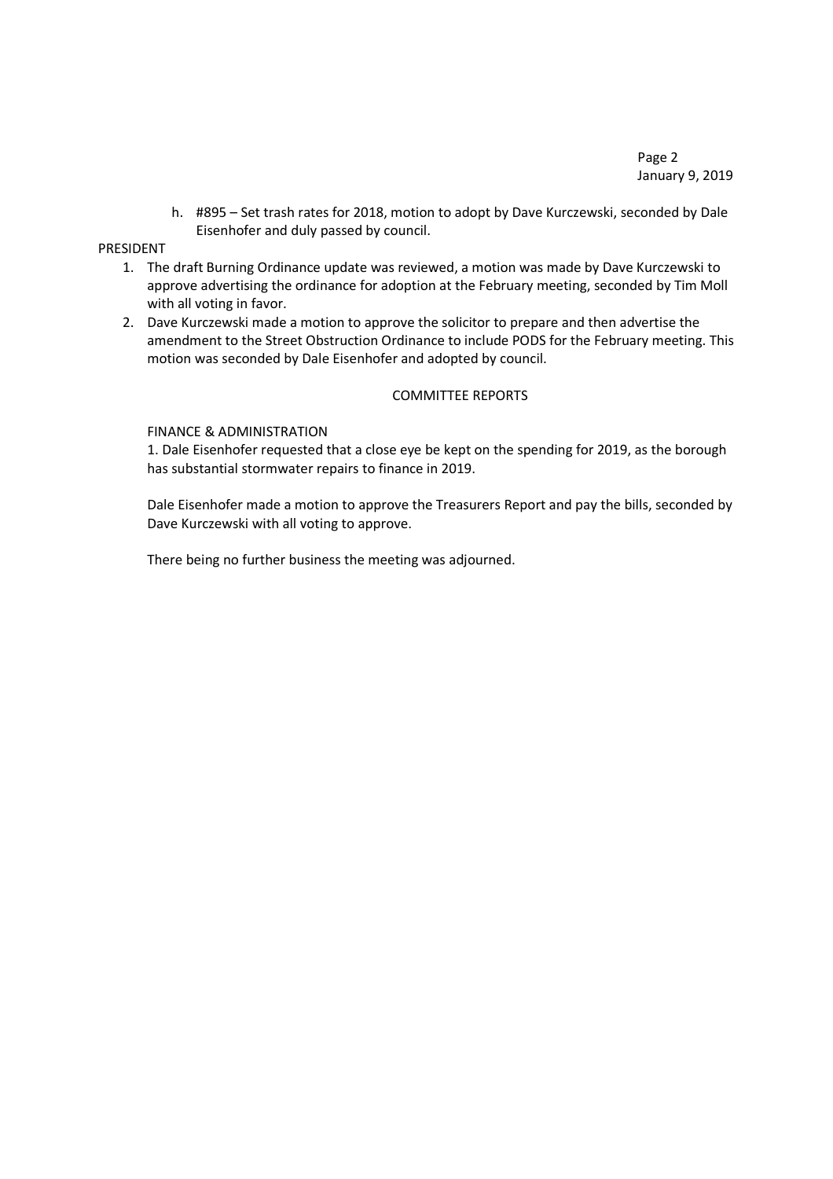h. #895 – Set trash rates for 2018, motion to adopt by Dave Kurczewski, seconded by Dale Eisenhofer and duly passed by council.

PRESIDENT

1. The draft Burning Ordinance update was reviewed, a motion was made by Dave Kurczewski to approve advertising the ordinance for adoption at the February meeting, seconded by Tim Moll with all voting in favor.
2. Dave Kurczewski made a motion to approve the solicitor to prepare and then advertise the amendment to the Street Obstruction Ordinance to include PODS for the February meeting. This motion was seconded by Dale Eisenhofer and adopted by council.

COMMITTEE REPORTS

FINANCE & ADMINISTRATION

1. Dale Eisenhofer requested that a close eye be kept on the spending for 2019, as the borough has substantial stormwater repairs to finance in 2019.

Dale Eisenhofer made a motion to approve the Treasurers Report and pay the bills, seconded by Dave Kurczewski with all voting to approve.

There being no further business the meeting was adjourned.